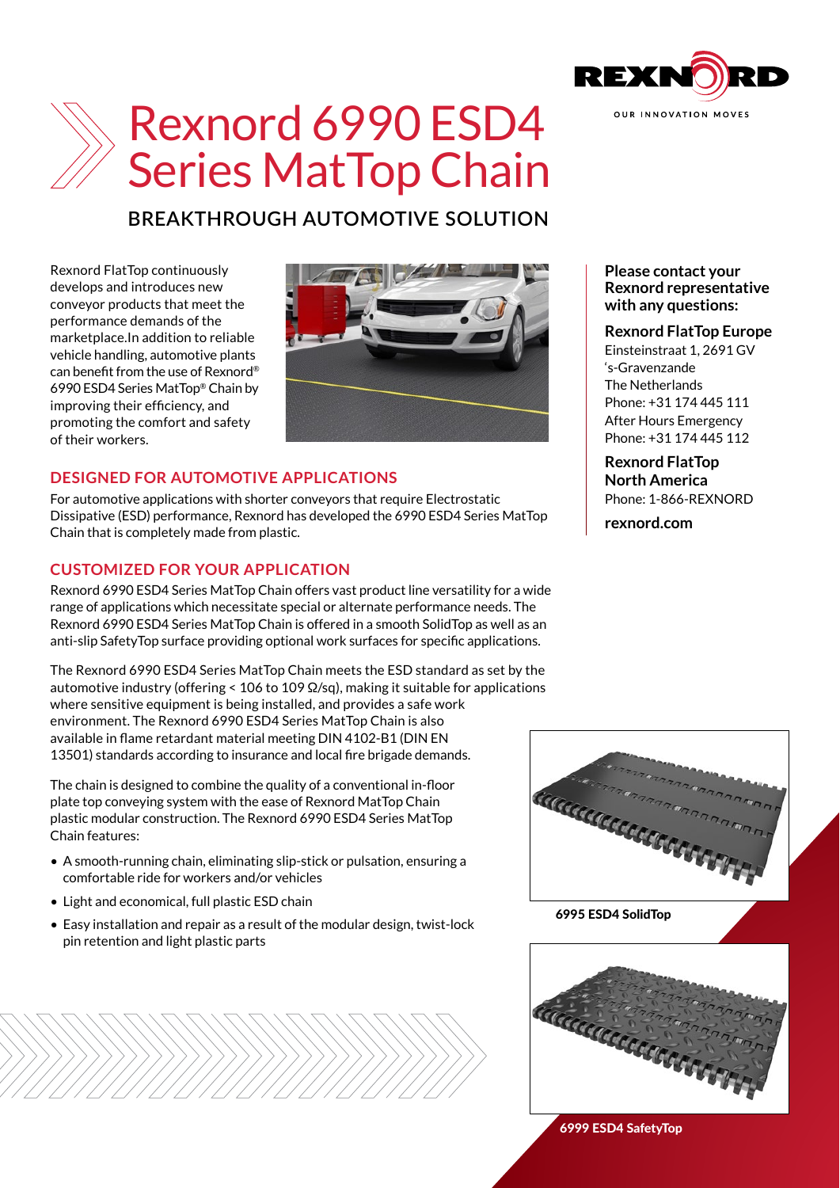# Rexnord 6990 ESD4 Series MatTop Chain

## BREAKTHROUGH AUTOMOTIVE SOLUTION

Rexnord FlatTop continuously develops and introduces new conveyor products that meet the performance demands of the marketplace.In addition to reliable vehicle handling, automotive plants can benefit from the use of Rexnord® 6990 ESD4 Series MatTop® Chain by improving their efficiency, and promoting the comfort and safety of their workers.

### DESIGNED FOR AUTOMOTIVE APPLICATIONS

For automotive applications with shorter conveyors that require Electrostatic Dissipative (ESD) performance, Rexnord has developed the 6990 ESD4 Series MatTop Chain that is completely made from plastic.

### CUSTOMIZED FOR YOUR APPLICATION

Rexnord 6990 ESD4 Series MatTop Chain offers vast product line versatility for a wide range of applications which necessitate special or alternate performance needs. The Rexnord 6990 ESD4 Series MatTop Chain is offered in a smooth SolidTop as well as an anti-slip SafetyTop surface providing optional work surfaces for specific applications.

The Rexnord 6990 ESD4 Series MatTop Chain meets the ESD standard as set by the automotive industry (offering < 106 to 109 Ω/sq), making it suitable for applications where sensitive equipment is being installed, and provides a safe work environment. The Rexnord 6990 ESD4 Series MatTop Chain is also available in flame retardant material meeting DIN 4102-B1 (DIN EN 13501) standards according to insurance and local fire brigade demands.

The chain is designed to combine the quality of a conventional in-floor plate top conveying system with the ease of Rexnord MatTop Chain plastic modular construction. The Rexnord 6990 ESD4 Series MatTop Chain features:

- A smooth-running chain, eliminating slip-stick or pulsation, ensuring a comfortable ride for workers and/or vehicles
- Light and economical, full plastic ESD chain
- Easy installation and repair as a result of the modular design, twist-lock pin retention and light plastic parts

**Please contact your Rexnord representative with any questions:**

**Rexnord FlatTop Europe**
Einsteinstraat 1, 2691 GV
's-Gravenzande
The Netherlands
Phone: +31 174 445 111
After Hours Emergency
Phone: +31 174 445 112

**Rexnord FlatTop North America**
Phone: 1-866-REXNORD

**rexnord.com**

**6995 ESD4 SolidTop**

**6999 ESD4 SafetyTop**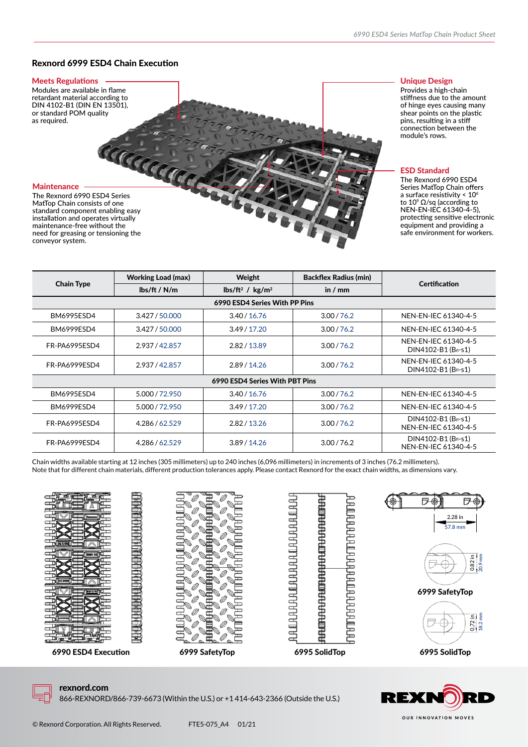## Rexnord 6999 ESD4 Chain Execution

**Meets Regulations**
Modules are available in flame retardant material according to DIN 4102-B1 (DIN EN 13501), or standard POM quality as required.

**Maintenance**
The Rexnord 6990 ESD4 Series MatTop Chain consists of one standard component enabling easy installation and operates virtually maintenance-free without the need for greasing or tensioning the conveyor system.

**Unique Design**
Provides a high-chain stiffness due to the amount of hinge eyes causing many shear points on the plastic pins, resulting in a stiff connection between the module's rows.

**ESD Standard**
The Rexnord 6990 ESD4 Series MatTop Chain offers a surface resistivity < $10^6$ to $10^9$ Ω/sq (according to NEN-EN-IEC 61340-4-5), protecting sensitive electronic equipment and providing a safe environment for workers.

| Chain Type | Working Load (max) | Weight | Backflex Radius (min) | Certification |
|---|---|---|---|---|
| | lbs/ft / N/m | lbs/ft² / kg/m² | in / mm | |
| **6990 ESD4 Series With PP Pins** | | | | |
| BM6995ESD4 | 3.427 / 50.000 | 3.40 / 16.76 | 3.00 / 76.2 | NEN-EN-IEC 61340-4-5 |
| BM6999ESD4 | 3.427 / 50.000 | 3.49 / 17.20 | 3.00 / 76.2 | NEN-EN-IEC 61340-4-5 |
| FR-PA6995ESD4 | 2.937 / 42.857 | 2.82 / 13.89 | 3.00 / 76.2 | NEN-EN-IEC 61340-4-5 DIN4102-B1 ($B_{fl}$-s1) |
| FR-PA6999ESD4 | 2.937 / 42.857 | 2.89 / 14.26 | 3.00 / 76.2 | NEN-EN-IEC 61340-4-5 DIN4102-B1 ($B_{fl}$-s1) |
| **6990 ESD4 Series With PBT Pins** | | | | |
| BM6995ESD4 | 5.000 / 72.950 | 3.40 / 16.76 | 3.00 / 76.2 | NEN-EN-IEC 61340-4-5 |
| BM6999ESD4 | 5.000 / 72.950 | 3.49 / 17.20 | 3.00 / 76.2 | NEN-EN-IEC 61340-4-5 |
| FR-PA6995ESD4 | 4.286 / 62.529 | 2.82 / 13.26 | 3.00 / 76.2 | DIN4102-B1 ($B_{fl}$-s1) NEN-EN-IEC 61340-4-5 |
| FR-PA6999ESD4 | 4.286 / 62.529 | 3.89 / 14.26 | 3.00 / 76.2 | DIN4102-B1 ($B_{fl}$-s1) NEN-EN-IEC 61340-4-5 |

Chain widths available starting at 12 inches (305 millimeters) up to 240 inches (6,096 millimeters) in increments of 3 inches (76.2 millimeters).
Note that for different chain materials, different production tolerances apply. Please contact Rexnord for the exact chain widths, as dimensions vary.

2.28 in
57.8 mm

0.82 in
20.9 mm

6999 SafetyTop

0.72 in
18.2 mm

6990 ESD4 Execution

6999 SafetyTop

6995 SolidTop

6995 SolidTop

**rexnord.com**
866-REXNORD/866-739-6673 (Within the U.S.) or +1 414-643-2366 (Outside the U.S.)

REXNORD
OUR INNOVATION MOVES

© Rexnord Corporation. All Rights Reserved. FTE5-075_A4 01/21